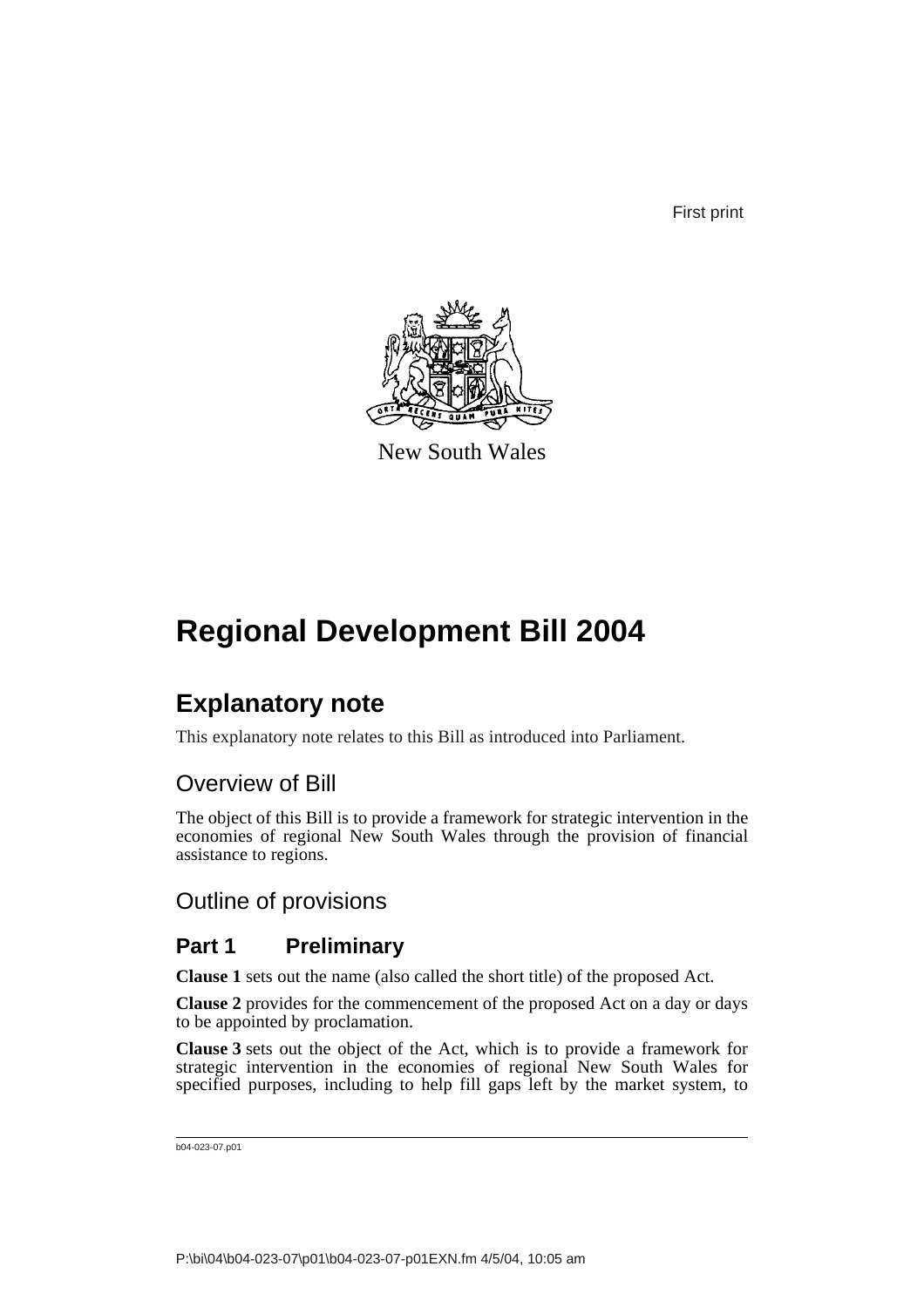First print

New South Wales

# Regional Development Bill 2004

## Explanatory note

This explanatory note relates to this Bill as introduced into Parliament.

### Overview of Bill

The object of this Bill is to provide a framework for strategic intervention in the economies of regional New South Wales through the provision of financial assistance to regions.

### Outline of provisions

#### Part 1 Preliminary

**Clause 1** sets out the name (also called the short title) of the proposed Act.

**Clause 2** provides for the commencement of the proposed Act on a day or days to be appointed by proclamation.

**Clause 3** sets out the object of the Act, which is to provide a framework for strategic intervention in the economies of regional New South Wales for specified purposes, including to help fill gaps left by the market system, to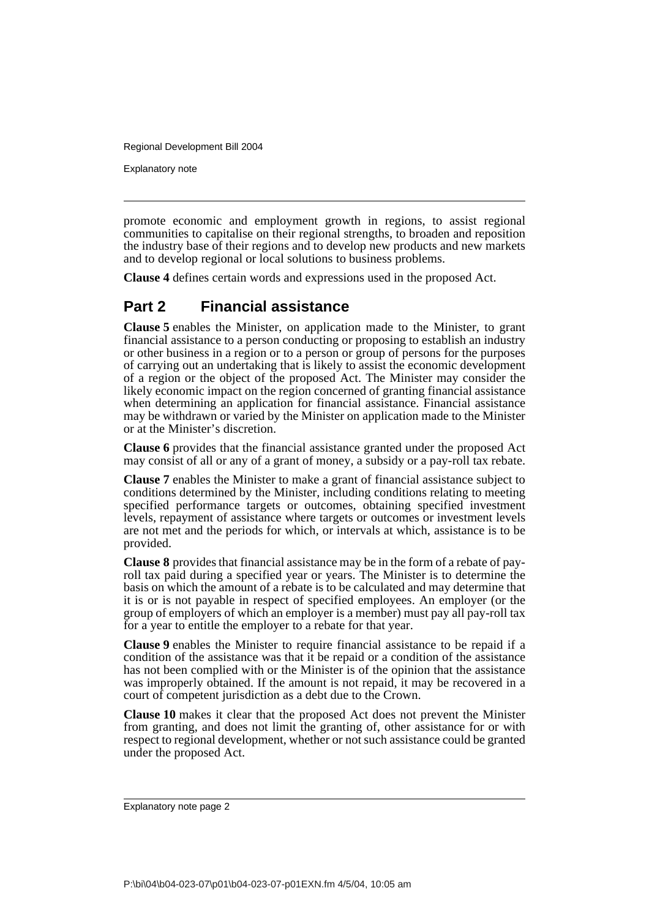promote economic and employment growth in regions, to assist regional communities to capitalise on their regional strengths, to broaden and reposition the industry base of their regions and to develop new products and new markets and to develop regional or local solutions to business problems.

**Clause 4** defines certain words and expressions used in the proposed Act.

## Part 2 Financial assistance

**Clause 5** enables the Minister, on application made to the Minister, to grant financial assistance to a person conducting or proposing to establish an industry or other business in a region or to a person or group of persons for the purposes of carrying out an undertaking that is likely to assist the economic development of a region or the object of the proposed Act. The Minister may consider the likely economic impact on the region concerned of granting financial assistance when determining an application for financial assistance. Financial assistance may be withdrawn or varied by the Minister on application made to the Minister or at the Minister's discretion.

**Clause 6** provides that the financial assistance granted under the proposed Act may consist of all or any of a grant of money, a subsidy or a pay-roll tax rebate.

**Clause 7** enables the Minister to make a grant of financial assistance subject to conditions determined by the Minister, including conditions relating to meeting specified performance targets or outcomes, obtaining specified investment levels, repayment of assistance where targets or outcomes or investment levels are not met and the periods for which, or intervals at which, assistance is to be provided.

**Clause 8** provides that financial assistance may be in the form of a rebate of pay-roll tax paid during a specified year or years. The Minister is to determine the basis on which the amount of a rebate is to be calculated and may determine that it is or is not payable in respect of specified employees. An employer (or the group of employers of which an employer is a member) must pay all pay-roll tax for a year to entitle the employer to a rebate for that year.

**Clause 9** enables the Minister to require financial assistance to be repaid if a condition of the assistance was that it be repaid or a condition of the assistance has not been complied with or the Minister is of the opinion that the assistance was improperly obtained. If the amount is not repaid, it may be recovered in a court of competent jurisdiction as a debt due to the Crown.

**Clause 10** makes it clear that the proposed Act does not prevent the Minister from granting, and does not limit the granting of, other assistance for or with respect to regional development, whether or not such assistance could be granted under the proposed Act.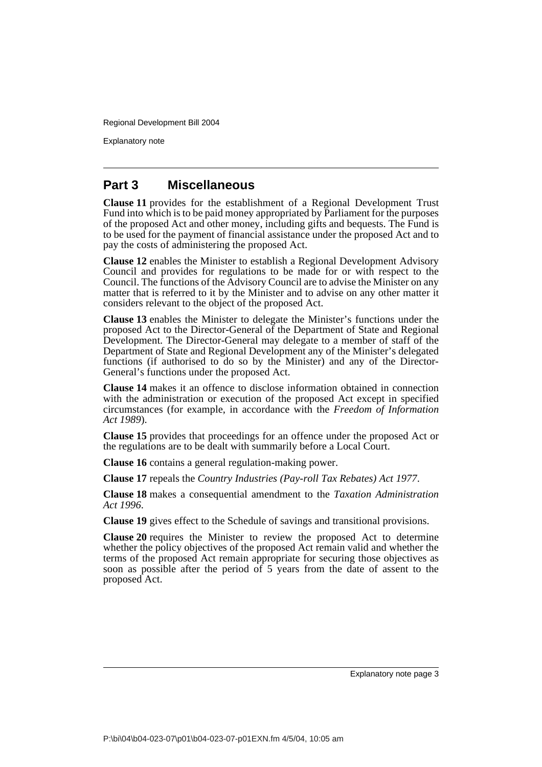## Part 3 Miscellaneous

**Clause 11** provides for the establishment of a Regional Development Trust Fund into which is to be paid money appropriated by Parliament for the purposes of the proposed Act and other money, including gifts and bequests. The Fund is to be used for the payment of financial assistance under the proposed Act and to pay the costs of administering the proposed Act.

**Clause 12** enables the Minister to establish a Regional Development Advisory Council and provides for regulations to be made for or with respect to the Council. The functions of the Advisory Council are to advise the Minister on any matter that is referred to it by the Minister and to advise on any other matter it considers relevant to the object of the proposed Act.

**Clause 13** enables the Minister to delegate the Minister's functions under the proposed Act to the Director-General of the Department of State and Regional Development. The Director-General may delegate to a member of staff of the Department of State and Regional Development any of the Minister's delegated functions (if authorised to do so by the Minister) and any of the Director-General's functions under the proposed Act.

**Clause 14** makes it an offence to disclose information obtained in connection with the administration or execution of the proposed Act except in specified circumstances (for example, in accordance with the *Freedom of Information Act 1989*).

**Clause 15** provides that proceedings for an offence under the proposed Act or the regulations are to be dealt with summarily before a Local Court.

**Clause 16** contains a general regulation-making power.

**Clause 17** repeals the *Country Industries (Pay-roll Tax Rebates) Act 1977*.

**Clause 18** makes a consequential amendment to the *Taxation Administration Act 1996*.

**Clause 19** gives effect to the Schedule of savings and transitional provisions.

**Clause 20** requires the Minister to review the proposed Act to determine whether the policy objectives of the proposed Act remain valid and whether the terms of the proposed Act remain appropriate for securing those objectives as soon as possible after the period of 5 years from the date of assent to the proposed Act.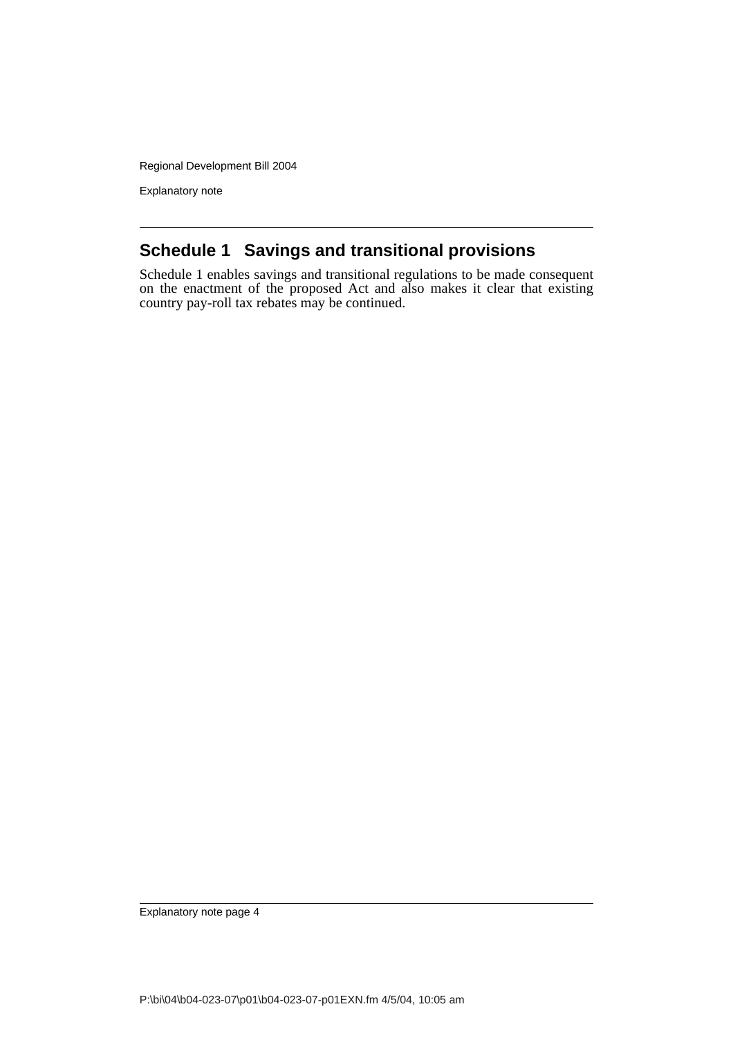## Schedule 1 Savings and transitional provisions

Schedule 1 enables savings and transitional regulations to be made consequent on the enactment of the proposed Act and also makes it clear that existing country pay-roll tax rebates may be continued.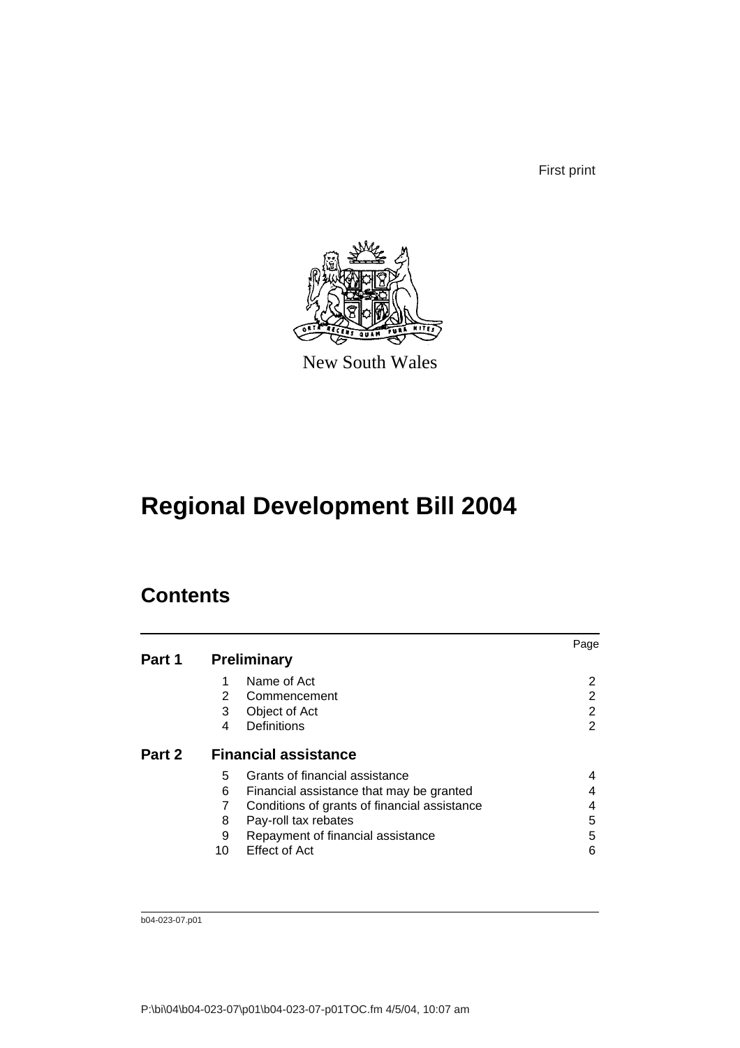First print

New South Wales

# Regional Development Bill 2004

## Contents

| | | | Page |
|---|---|---|---|
| **Part 1** | **Preliminary** | | |
| | 1 | Name of Act | 2 |
| | 2 | Commencement | 2 |
| | 3 | Object of Act | 2 |
| | 4 | Definitions | 2 |
| **Part 2** | **Financial assistance** | | |
| | 5 | Grants of financial assistance | 4 |
| | 6 | Financial assistance that may be granted | 4 |
| | 7 | Conditions of grants of financial assistance | 4 |
| | 8 | Pay-roll tax rebates | 5 |
| | 9 | Repayment of financial assistance | 5 |
| | 10 | Effect of Act | 6 |

b04-023-07.p01

P:\bi\04\b04-023-07\p01\b04-023-07-p01TOC.fm 4/5/04, 10:07 am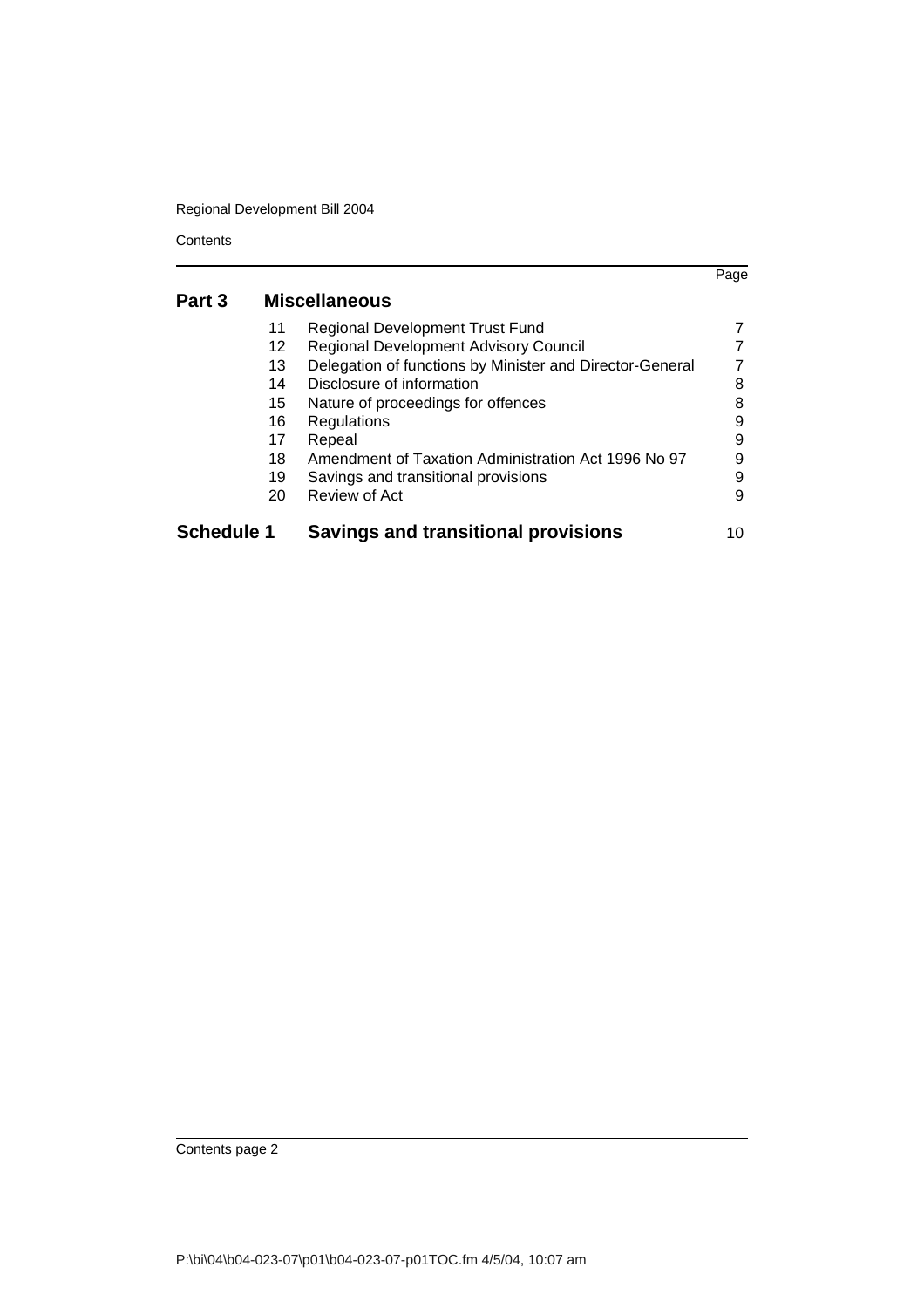| | | | Page |
|---|---|---|---|
| **Part 3** | **Miscellaneous** | | |
| | 11 | Regional Development Trust Fund | 7 |
| | 12 | Regional Development Advisory Council | 7 |
| | 13 | Delegation of functions by Minister and Director-General | 7 |
| | 14 | Disclosure of information | 8 |
| | 15 | Nature of proceedings for offences | 8 |
| | 16 | Regulations | 9 |
| | 17 | Repeal | 9 |
| | 18 | Amendment of Taxation Administration Act 1996 No 97 | 9 |
| | 19 | Savings and transitional provisions | 9 |
| | 20 | Review of Act | 9 |
| **Schedule 1** | **Savings and transitional provisions** | | 10 |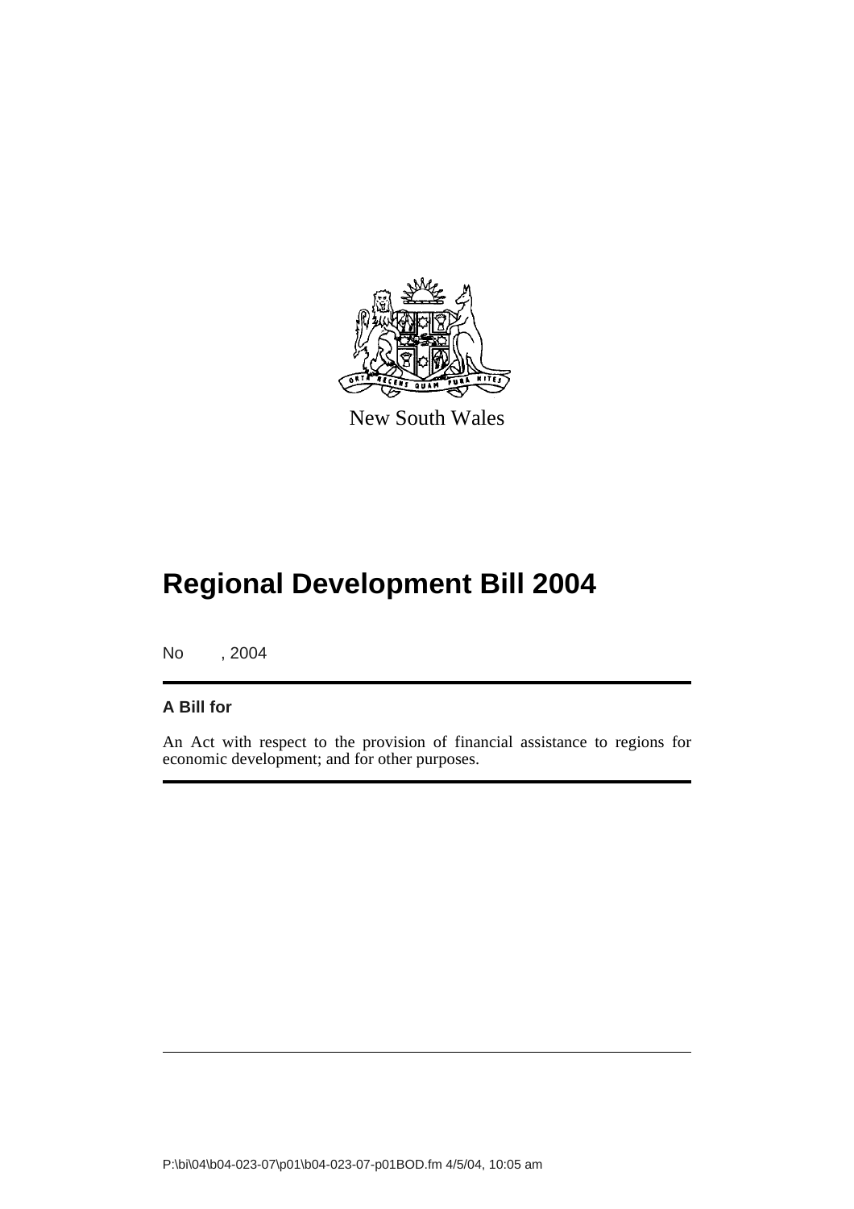New South Wales

# Regional Development Bill 2004

No , 2004

**A Bill for**

An Act with respect to the provision of financial assistance to regions for economic development; and for other purposes.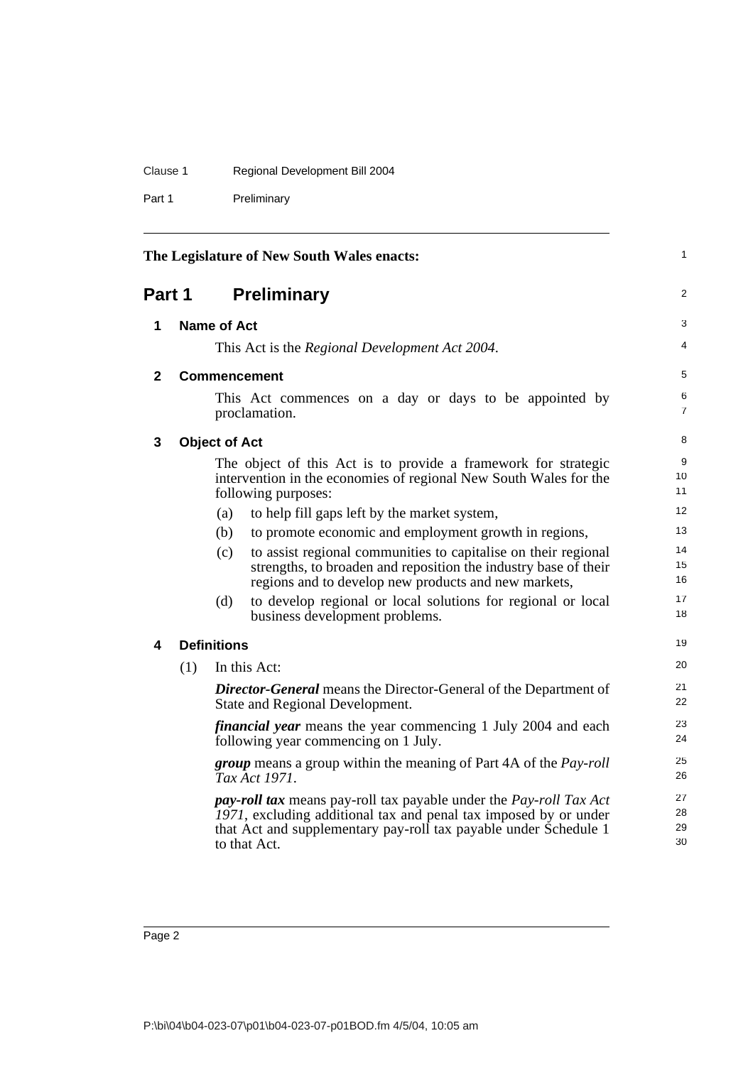The Legislature of New South Wales enacts:

# Part 1 Preliminary

## 1 Name of Act

This Act is the *Regional Development Act 2004*.

## 2 Commencement

This Act commences on a day or days to be appointed by proclamation.

## 3 Object of Act

The object of this Act is to provide a framework for strategic intervention in the economies of regional New South Wales for the following purposes:

(a) to help fill gaps left by the market system,

(b) to promote economic and employment growth in regions,

(c) to assist regional communities to capitalise on their regional strengths, to broaden and reposition the industry base of their regions and to develop new products and new markets,

(d) to develop regional or local solutions for regional or local business development problems.

## 4 Definitions

(1) In this Act:

***Director-General*** means the Director-General of the Department of State and Regional Development.

***financial year*** means the year commencing 1 July 2004 and each following year commencing on 1 July.

***group*** means a group within the meaning of Part 4A of the *Pay-roll Tax Act 1971*.

***pay-roll tax*** means pay-roll tax payable under the *Pay-roll Tax Act 1971*, excluding additional tax and penal tax imposed by or under that Act and supplementary pay-roll tax payable under Schedule 1 to that Act.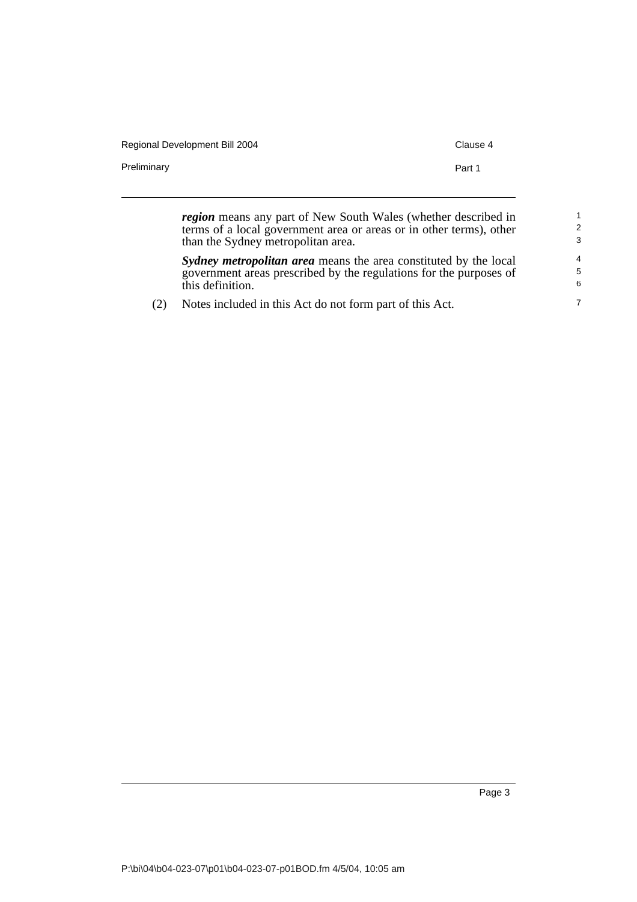***region*** means any part of New South Wales (whether described in terms of a local government area or areas or in other terms), other than the Sydney metropolitan area.

***Sydney metropolitan area*** means the area constituted by the local government areas prescribed by the regulations for the purposes of this definition.

(2) Notes included in this Act do not form part of this Act.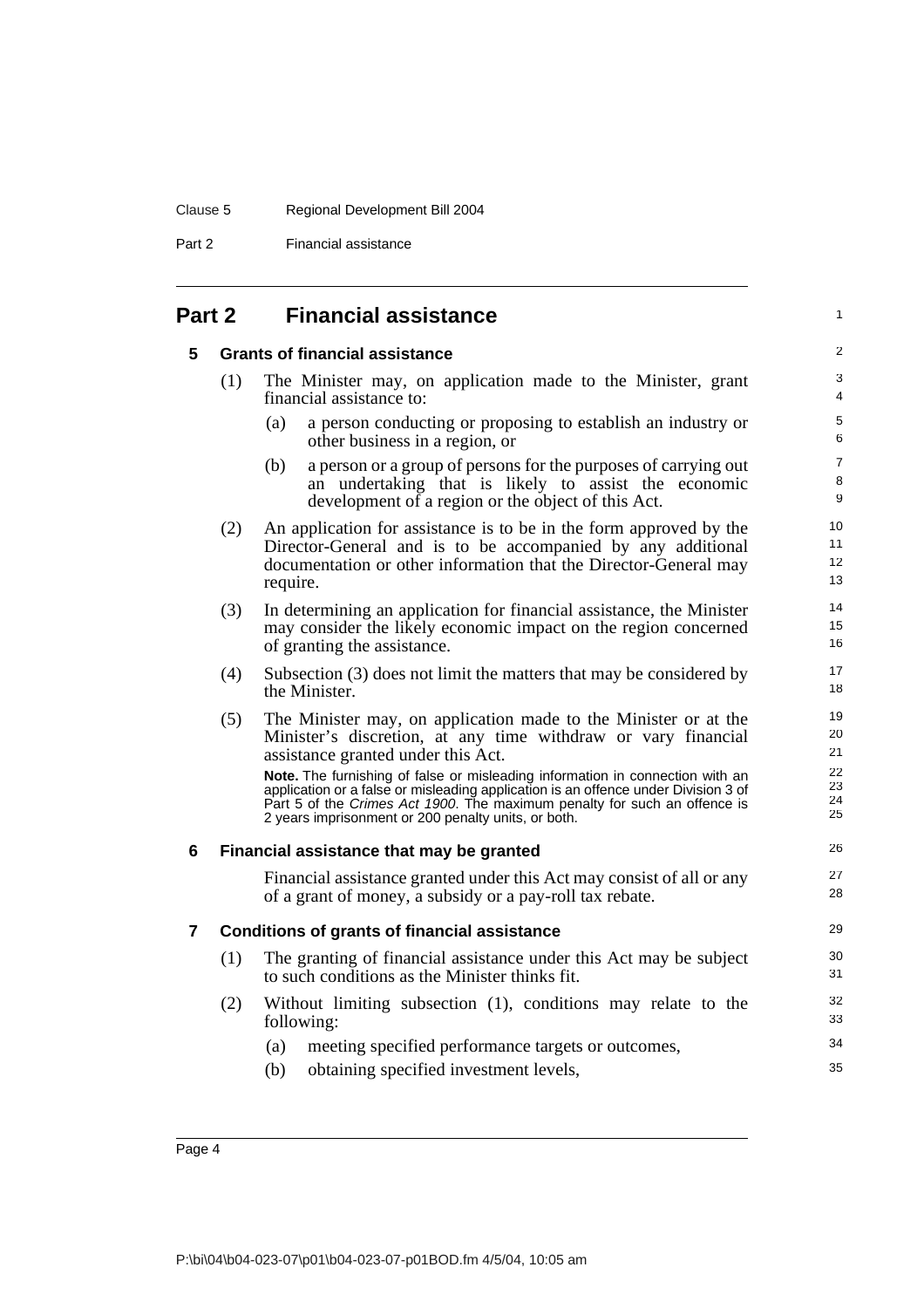# Part 2 Financial assistance

## 5 Grants of financial assistance

(1) The Minister may, on application made to the Minister, grant financial assistance to:

(a) a person conducting or proposing to establish an industry or other business in a region, or

(b) a person or a group of persons for the purposes of carrying out an undertaking that is likely to assist the economic development of a region or the object of this Act.

(2) An application for assistance is to be in the form approved by the Director-General and is to be accompanied by any additional documentation or other information that the Director-General may require.

(3) In determining an application for financial assistance, the Minister may consider the likely economic impact on the region concerned of granting the assistance.

(4) Subsection (3) does not limit the matters that may be considered by the Minister.

(5) The Minister may, on application made to the Minister or at the Minister's discretion, at any time withdraw or vary financial assistance granted under this Act.

**Note.** The furnishing of false or misleading information in connection with an application or a false or misleading application is an offence under Division 3 of Part 5 of the *Crimes Act 1900*. The maximum penalty for such an offence is 2 years imprisonment or 200 penalty units, or both.

## 6 Financial assistance that may be granted

Financial assistance granted under this Act may consist of all or any of a grant of money, a subsidy or a pay-roll tax rebate.

## 7 Conditions of grants of financial assistance

(1) The granting of financial assistance under this Act may be subject to such conditions as the Minister thinks fit.

(2) Without limiting subsection (1), conditions may relate to the following:

(a) meeting specified performance targets or outcomes,

(b) obtaining specified investment levels,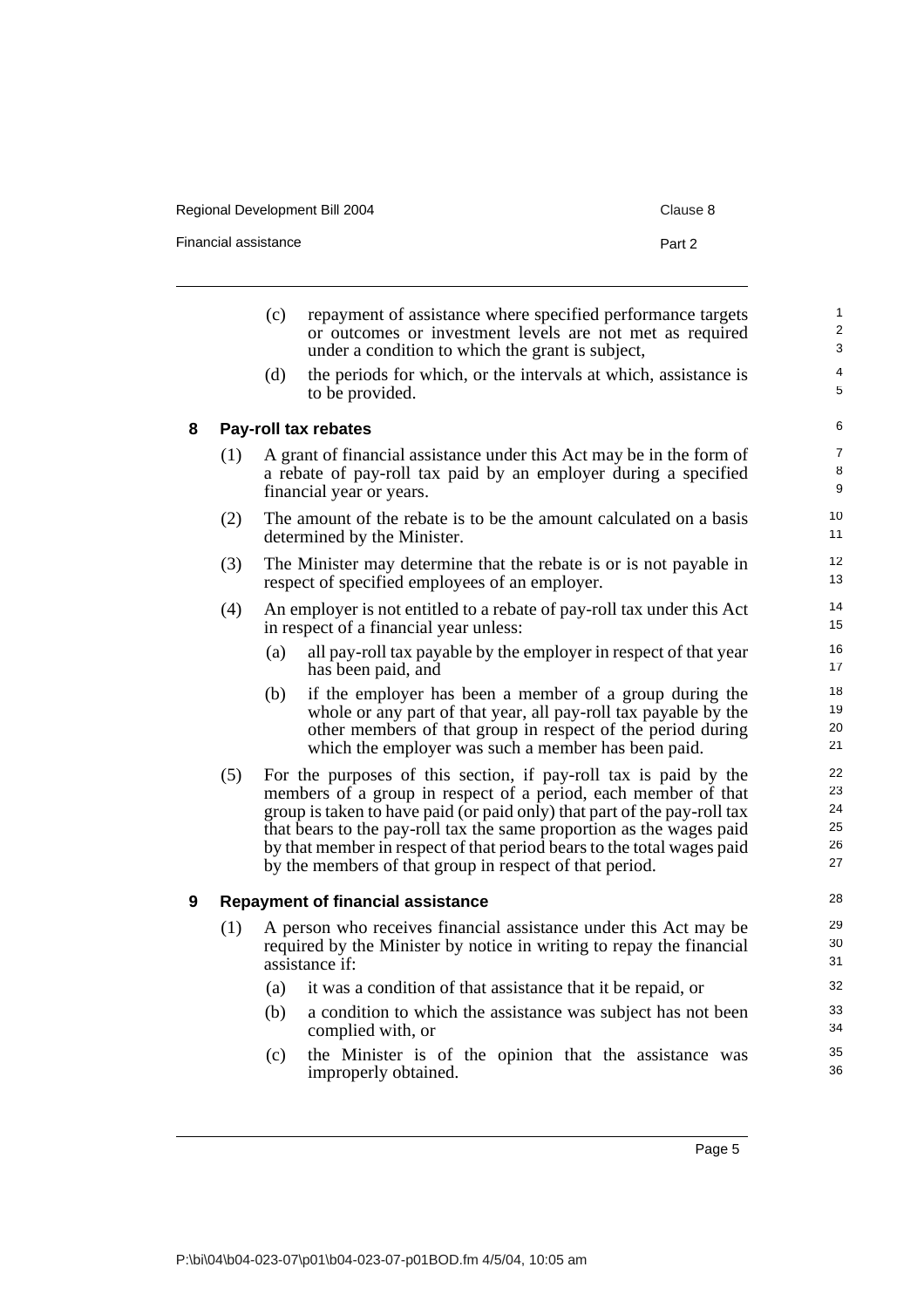(c) repayment of assistance where specified performance targets or outcomes or investment levels are not met as required under a condition to which the grant is subject,

(d) the periods for which, or the intervals at which, assistance is to be provided.

## 8 Pay-roll tax rebates

(1) A grant of financial assistance under this Act may be in the form of a rebate of pay-roll tax paid by an employer during a specified financial year or years.

(2) The amount of the rebate is to be the amount calculated on a basis determined by the Minister.

(3) The Minister may determine that the rebate is or is not payable in respect of specified employees of an employer.

(4) An employer is not entitled to a rebate of pay-roll tax under this Act in respect of a financial year unless:

(a) all pay-roll tax payable by the employer in respect of that year has been paid, and

(b) if the employer has been a member of a group during the whole or any part of that year, all pay-roll tax payable by the other members of that group in respect of the period during which the employer was such a member has been paid.

(5) For the purposes of this section, if pay-roll tax is paid by the members of a group in respect of a period, each member of that group is taken to have paid (or paid only) that part of the pay-roll tax that bears to the pay-roll tax the same proportion as the wages paid by that member in respect of that period bears to the total wages paid by the members of that group in respect of that period.

## 9 Repayment of financial assistance

(1) A person who receives financial assistance under this Act may be required by the Minister by notice in writing to repay the financial assistance if:

(a) it was a condition of that assistance that it be repaid, or

(b) a condition to which the assistance was subject has not been complied with, or

(c) the Minister is of the opinion that the assistance was improperly obtained.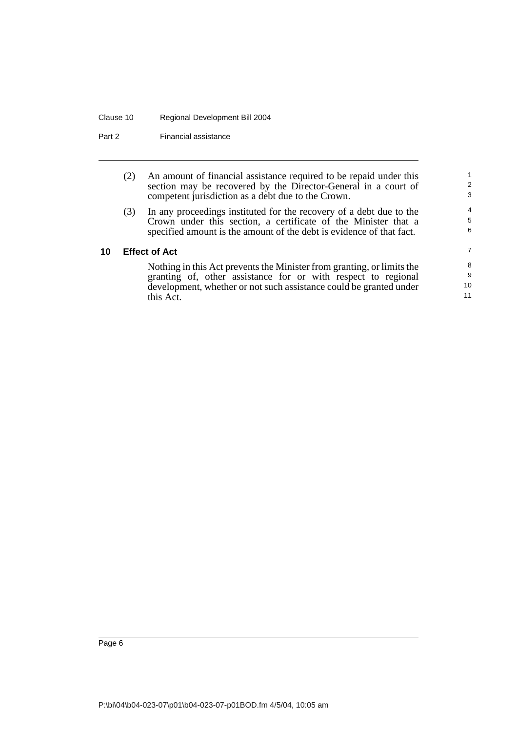(2) An amount of financial assistance required to be repaid under this section may be recovered by the Director-General in a court of competent jurisdiction as a debt due to the Crown.

(3) In any proceedings instituted for the recovery of a debt due to the Crown under this section, a certificate of the Minister that a specified amount is the amount of the debt is evidence of that fact.

## 10 Effect of Act

Nothing in this Act prevents the Minister from granting, or limits the granting of, other assistance for or with respect to regional development, whether or not such assistance could be granted under this Act.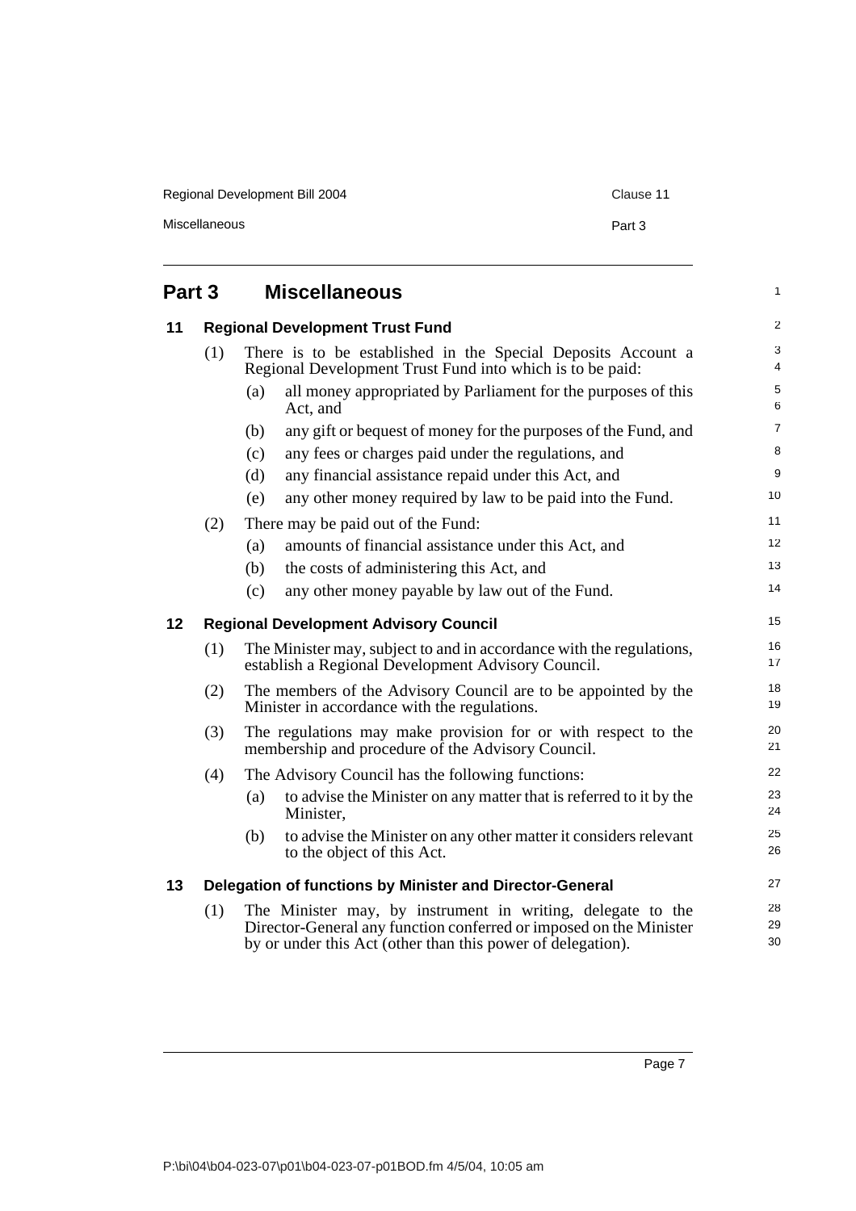## Part 3 Miscellaneous

### 11 Regional Development Trust Fund

(1) There is to be established in the Special Deposits Account a Regional Development Trust Fund into which is to be paid:

- (a) all money appropriated by Parliament for the purposes of this Act, and
- (b) any gift or bequest of money for the purposes of the Fund, and
- (c) any fees or charges paid under the regulations, and
- (d) any financial assistance repaid under this Act, and
- (e) any other money required by law to be paid into the Fund.

(2) There may be paid out of the Fund:

- (a) amounts of financial assistance under this Act, and
- (b) the costs of administering this Act, and
- (c) any other money payable by law out of the Fund.

### 12 Regional Development Advisory Council

(1) The Minister may, subject to and in accordance with the regulations, establish a Regional Development Advisory Council.

(2) The members of the Advisory Council are to be appointed by the Minister in accordance with the regulations.

(3) The regulations may make provision for or with respect to the membership and procedure of the Advisory Council.

(4) The Advisory Council has the following functions:

- (a) to advise the Minister on any matter that is referred to it by the Minister,
- (b) to advise the Minister on any other matter it considers relevant to the object of this Act.

### 13 Delegation of functions by Minister and Director-General

(1) The Minister may, by instrument in writing, delegate to the Director-General any function conferred or imposed on the Minister by or under this Act (other than this power of delegation).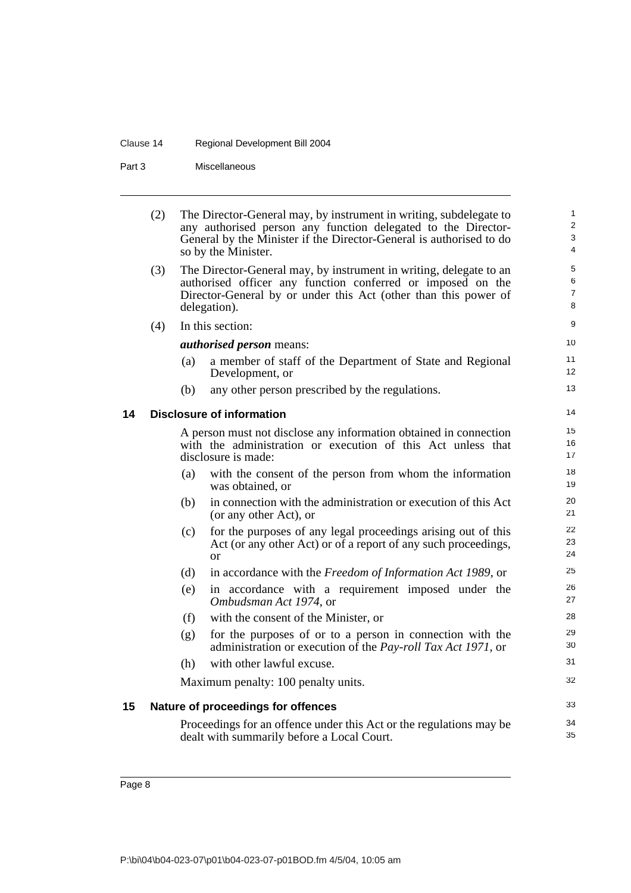(2) The Director-General may, by instrument in writing, subdelegate to any authorised person any function delegated to the Director-General by the Minister if the Director-General is authorised to do so by the Minister.

(3) The Director-General may, by instrument in writing, delegate to an authorised officer any function conferred or imposed on the Director-General by or under this Act (other than this power of delegation).

(4) In this section:

***authorised person*** means:

- (a) a member of staff of the Department of State and Regional Development, or
- (b) any other person prescribed by the regulations.

## 14 Disclosure of information

A person must not disclose any information obtained in connection with the administration or execution of this Act unless that disclosure is made:

- (a) with the consent of the person from whom the information was obtained, or
- (b) in connection with the administration or execution of this Act (or any other Act), or
- (c) for the purposes of any legal proceedings arising out of this Act (or any other Act) or of a report of any such proceedings, or
- (d) in accordance with the *Freedom of Information Act 1989*, or
- (e) in accordance with a requirement imposed under the *Ombudsman Act 1974*, or
- (f) with the consent of the Minister, or
- (g) for the purposes of or to a person in connection with the administration or execution of the *Pay-roll Tax Act 1971*, or
- (h) with other lawful excuse.

Maximum penalty: 100 penalty units.

## 15 Nature of proceedings for offences

Proceedings for an offence under this Act or the regulations may be dealt with summarily before a Local Court.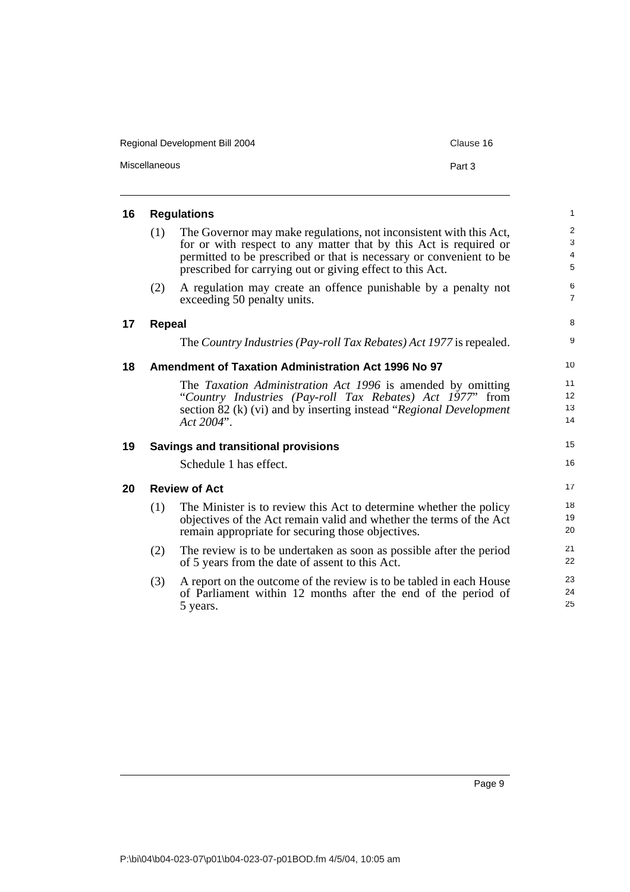## 16 Regulations

(1) The Governor may make regulations, not inconsistent with this Act, for or with respect to any matter that by this Act is required or permitted to be prescribed or that is necessary or convenient to be prescribed for carrying out or giving effect to this Act.

(2) A regulation may create an offence punishable by a penalty not exceeding 50 penalty units.

## 17 Repeal

The *Country Industries (Pay-roll Tax Rebates) Act 1977* is repealed.

## 18 Amendment of Taxation Administration Act 1996 No 97

The *Taxation Administration Act 1996* is amended by omitting "*Country Industries (Pay-roll Tax Rebates) Act 1977*" from section 82 (k) (vi) and by inserting instead "*Regional Development Act 2004*".

## 19 Savings and transitional provisions

Schedule 1 has effect.

## 20 Review of Act

(1) The Minister is to review this Act to determine whether the policy objectives of the Act remain valid and whether the terms of the Act remain appropriate for securing those objectives.

(2) The review is to be undertaken as soon as possible after the period of 5 years from the date of assent to this Act.

(3) A report on the outcome of the review is to be tabled in each House of Parliament within 12 months after the end of the period of 5 years.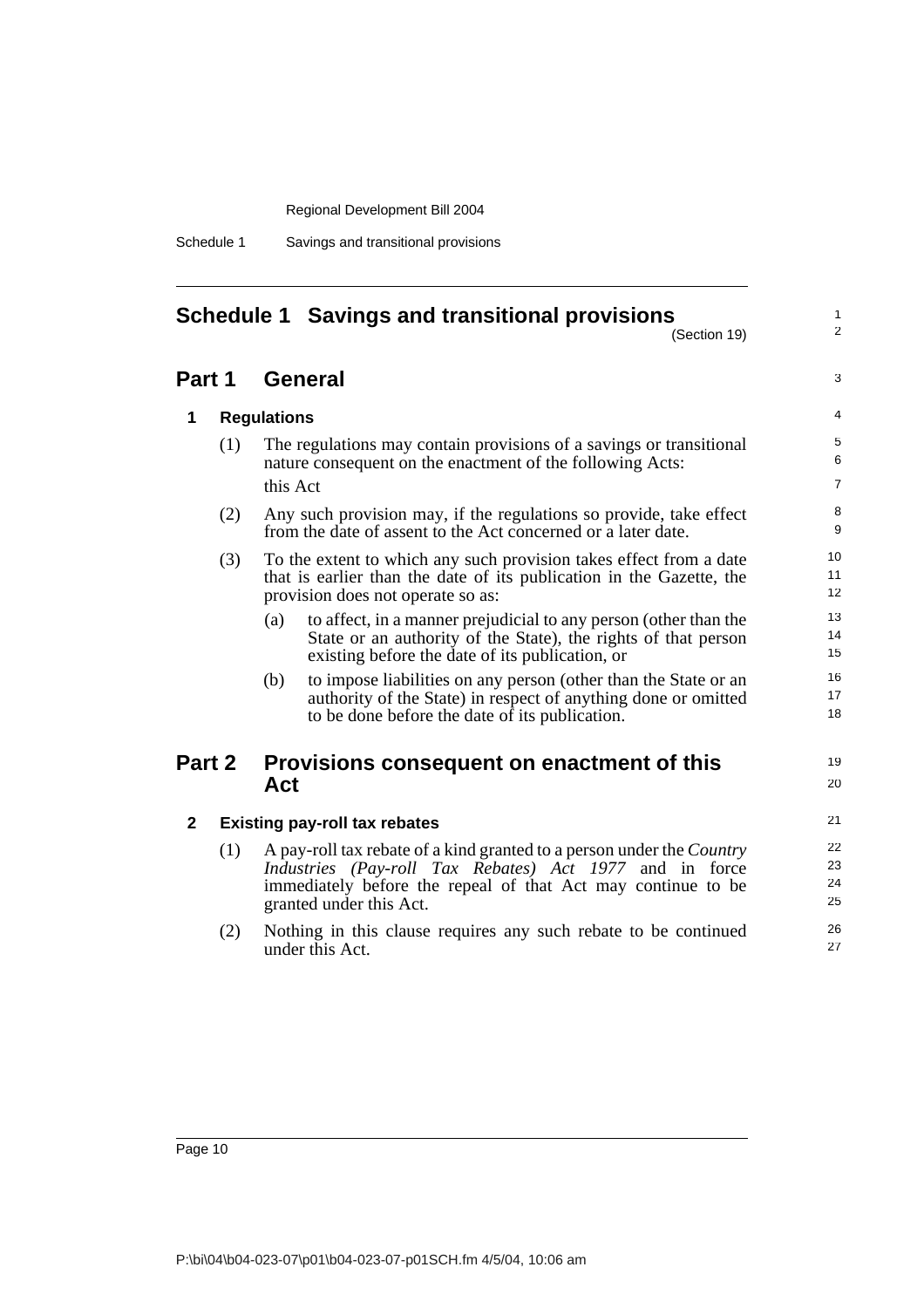# Schedule 1 Savings and transitional provisions

(Section 19)

## Part 1 General

### 1 Regulations

(1) The regulations may contain provisions of a savings or transitional nature consequent on the enactment of the following Acts:

this Act

(2) Any such provision may, if the regulations so provide, take effect from the date of assent to the Act concerned or a later date.

(3) To the extent to which any such provision takes effect from a date that is earlier than the date of its publication in the Gazette, the provision does not operate so as:

(a) to affect, in a manner prejudicial to any person (other than the State or an authority of the State), the rights of that person existing before the date of its publication, or

(b) to impose liabilities on any person (other than the State or an authority of the State) in respect of anything done or omitted to be done before the date of its publication.

## Part 2 Provisions consequent on enactment of this Act

### 2 Existing pay-roll tax rebates

(1) A pay-roll tax rebate of a kind granted to a person under the *Country Industries (Pay-roll Tax Rebates) Act 1977* and in force immediately before the repeal of that Act may continue to be granted under this Act.

(2) Nothing in this clause requires any such rebate to be continued under this Act.